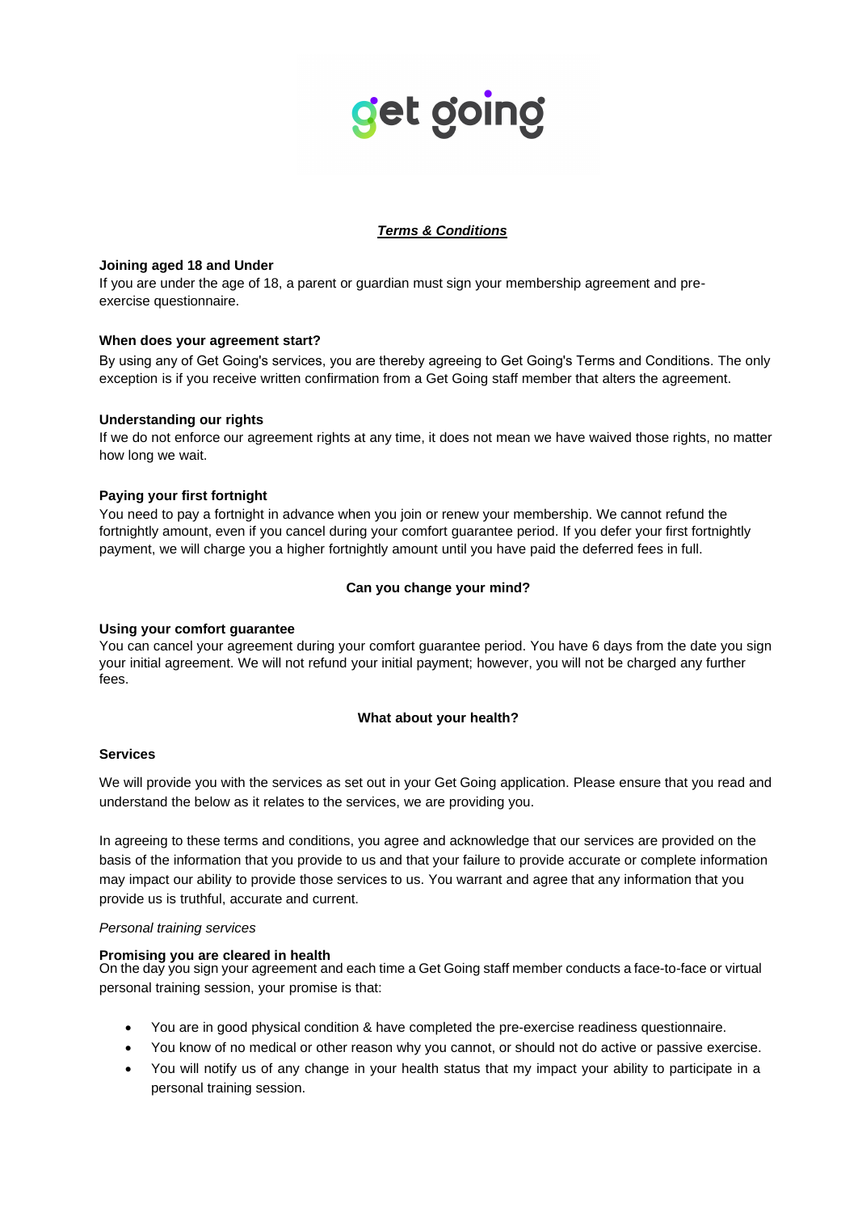get going

# ***Terms & Conditions***

**Joining aged 18 and Under**
If you are under the age of 18, a parent or guardian must sign your membership agreement and pre-exercise questionnaire.

**When does your agreement start?**
By using any of Get Going's services, you are thereby agreeing to Get Going's Terms and Conditions. The only exception is if you receive written confirmation from a Get Going staff member that alters the agreement.

**Understanding our rights**
If we do not enforce our agreement rights at any time, it does not mean we have waived those rights, no matter how long we wait.

**Paying your first fortnight**
You need to pay a fortnight in advance when you join or renew your membership. We cannot refund the fortnightly amount, even if you cancel during your comfort guarantee period. If you defer your first fortnightly payment, we will charge you a higher fortnightly amount until you have paid the deferred fees in full.

## Can you change your mind?

**Using your comfort guarantee**
You can cancel your agreement during your comfort guarantee period. You have 6 days from the date you sign your initial agreement. We will not refund your initial payment; however, you will not be charged any further fees.

## What about your health?

**Services**

We will provide you with the services as set out in your Get Going application. Please ensure that you read and understand the below as it relates to the services, we are providing you.

In agreeing to these terms and conditions, you agree and acknowledge that our services are provided on the basis of the information that you provide to us and that your failure to provide accurate or complete information may impact our ability to provide those services to us. You warrant and agree that any information that you provide us is truthful, accurate and current.

*Personal training services*

**Promising you are cleared in health**
On the day you sign your agreement and each time a Get Going staff member conducts a face-to-face or virtual personal training session, your promise is that:

- You are in good physical condition & have completed the pre-exercise readiness questionnaire.
- You know of no medical or other reason why you cannot, or should not do active or passive exercise.
- You will notify us of any change in your health status that my impact your ability to participate in a personal training session.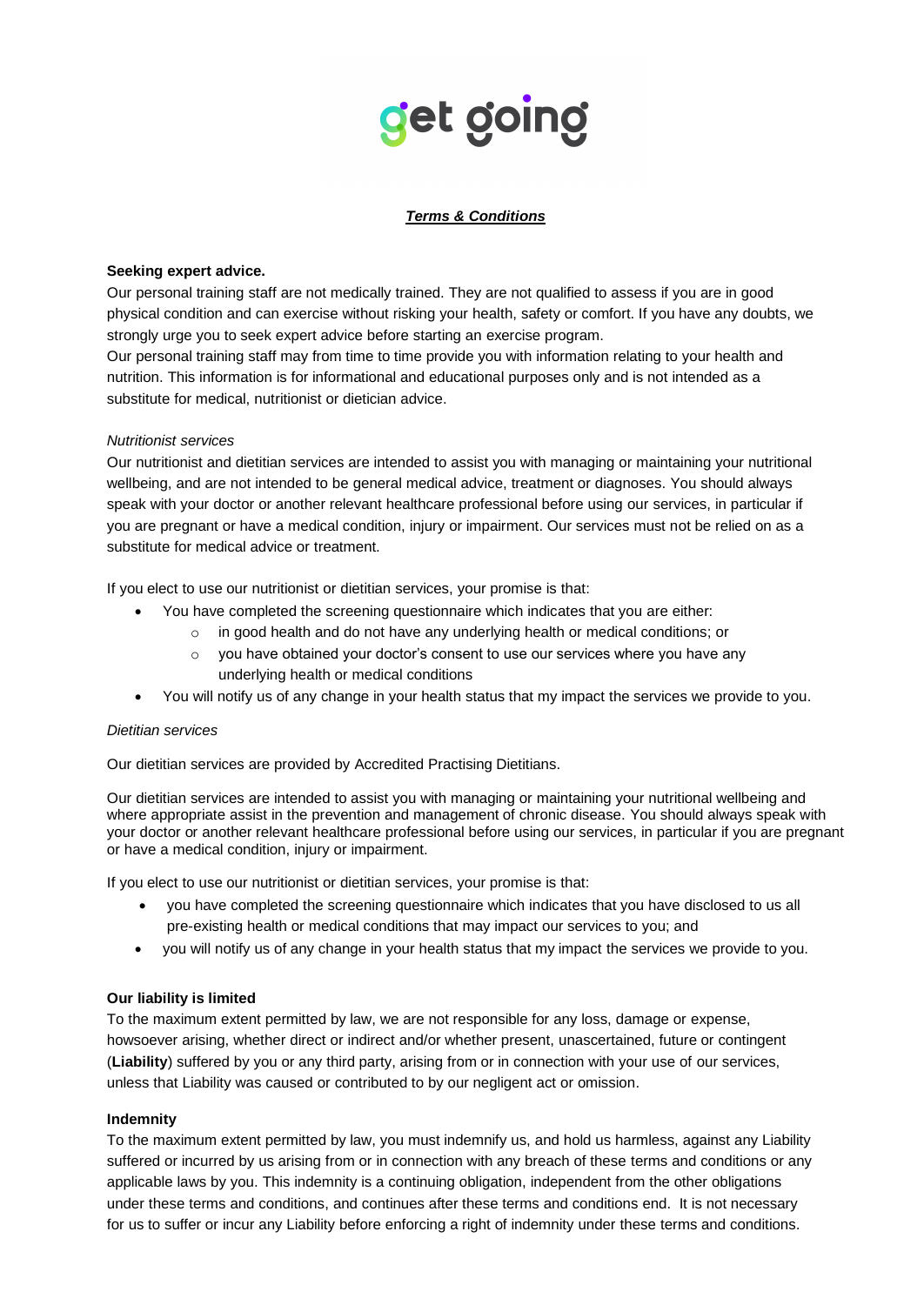# get going

***Terms & Conditions***

**Seeking expert advice.**

Our personal training staff are not medically trained. They are not qualified to assess if you are in good physical condition and can exercise without risking your health, safety or comfort. If you have any doubts, we strongly urge you to seek expert advice before starting an exercise program.

Our personal training staff may from time to time provide you with information relating to your health and nutrition. This information is for informational and educational purposes only and is not intended as a substitute for medical, nutritionist or dietician advice.

*Nutritionist services*

Our nutritionist and dietitian services are intended to assist you with managing or maintaining your nutritional wellbeing, and are not intended to be general medical advice, treatment or diagnoses. You should always speak with your doctor or another relevant healthcare professional before using our services, in particular if you are pregnant or have a medical condition, injury or impairment. Our services must not be relied on as a substitute for medical advice or treatment.

If you elect to use our nutritionist or dietitian services, your promise is that:

- You have completed the screening questionnaire which indicates that you are either:
  - in good health and do not have any underlying health or medical conditions; or
  - you have obtained your doctor's consent to use our services where you have any underlying health or medical conditions
- You will notify us of any change in your health status that my impact the services we provide to you.

*Dietitian services*

Our dietitian services are provided by Accredited Practising Dietitians.

Our dietitian services are intended to assist you with managing or maintaining your nutritional wellbeing and where appropriate assist in the prevention and management of chronic disease. You should always speak with your doctor or another relevant healthcare professional before using our services, in particular if you are pregnant or have a medical condition, injury or impairment.

If you elect to use our nutritionist or dietitian services, your promise is that:

- you have completed the screening questionnaire which indicates that you have disclosed to us all pre-existing health or medical conditions that may impact our services to you; and
- you will notify us of any change in your health status that my impact the services we provide to you.

**Our liability is limited**

To the maximum extent permitted by law, we are not responsible for any loss, damage or expense, howsoever arising, whether direct or indirect and/or whether present, unascertained, future or contingent (**Liability**) suffered by you or any third party, arising from or in connection with your use of our services, unless that Liability was caused or contributed to by our negligent act or omission.

**Indemnity**

To the maximum extent permitted by law, you must indemnify us, and hold us harmless, against any Liability suffered or incurred by us arising from or in connection with any breach of these terms and conditions or any applicable laws by you. This indemnity is a continuing obligation, independent from the other obligations under these terms and conditions, and continues after these terms and conditions end. It is not necessary for us to suffer or incur any Liability before enforcing a right of indemnity under these terms and conditions.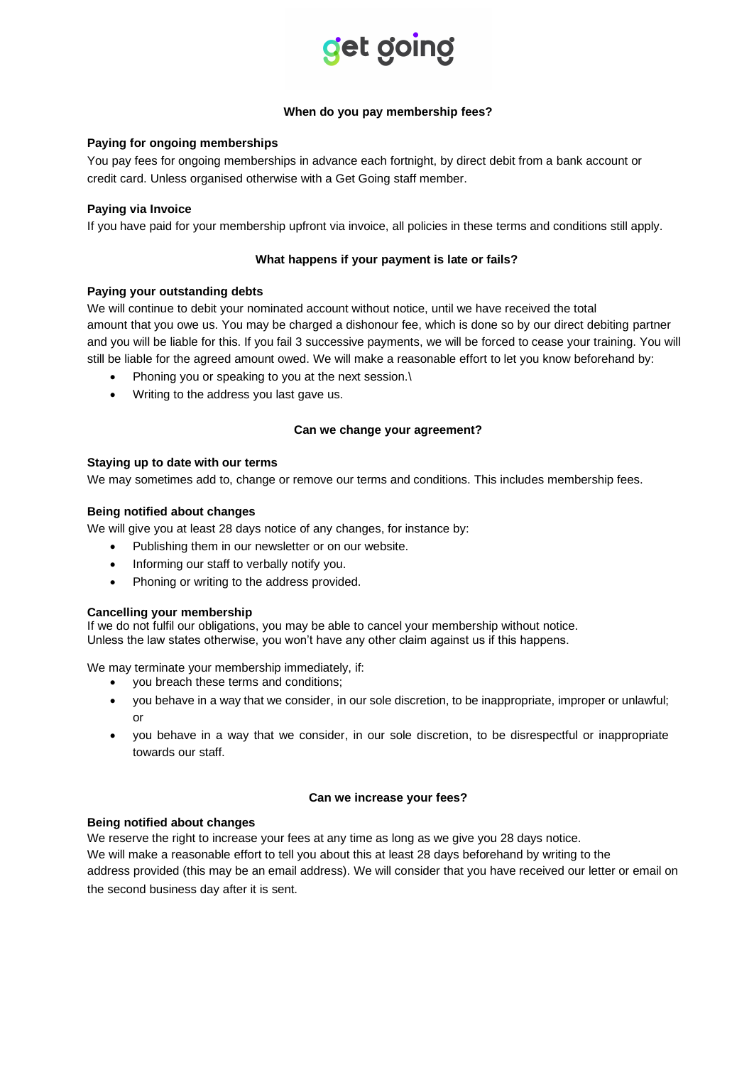## When do you pay membership fees?

### Paying for ongoing memberships

You pay fees for ongoing memberships in advance each fortnight, by direct debit from a bank account or credit card. Unless organised otherwise with a Get Going staff member.

### Paying via Invoice

If you have paid for your membership upfront via invoice, all policies in these terms and conditions still apply.

## What happens if your payment is late or fails?

### Paying your outstanding debts

We will continue to debit your nominated account without notice, until we have received the total amount that you owe us. You may be charged a dishonour fee, which is done so by our direct debiting partner and you will be liable for this. If you fail 3 successive payments, we will be forced to cease your training. You will still be liable for the agreed amount owed. We will make a reasonable effort to let you know beforehand by:

- Phoning you or speaking to you at the next session.\
- Writing to the address you last gave us.

## Can we change your agreement?

### Staying up to date with our terms

We may sometimes add to, change or remove our terms and conditions. This includes membership fees.

### Being notified about changes

We will give you at least 28 days notice of any changes, for instance by:

- Publishing them in our newsletter or on our website.
- Informing our staff to verbally notify you.
- Phoning or writing to the address provided.

### Cancelling your membership

If we do not fulfil our obligations, you may be able to cancel your membership without notice. Unless the law states otherwise, you won't have any other claim against us if this happens.

We may terminate your membership immediately, if:

- you breach these terms and conditions;
- you behave in a way that we consider, in our sole discretion, to be inappropriate, improper or unlawful; or
- you behave in a way that we consider, in our sole discretion, to be disrespectful or inappropriate towards our staff.

## Can we increase your fees?

### Being notified about changes

We reserve the right to increase your fees at any time as long as we give you 28 days notice. We will make a reasonable effort to tell you about this at least 28 days beforehand by writing to the address provided (this may be an email address). We will consider that you have received our letter or email on the second business day after it is sent.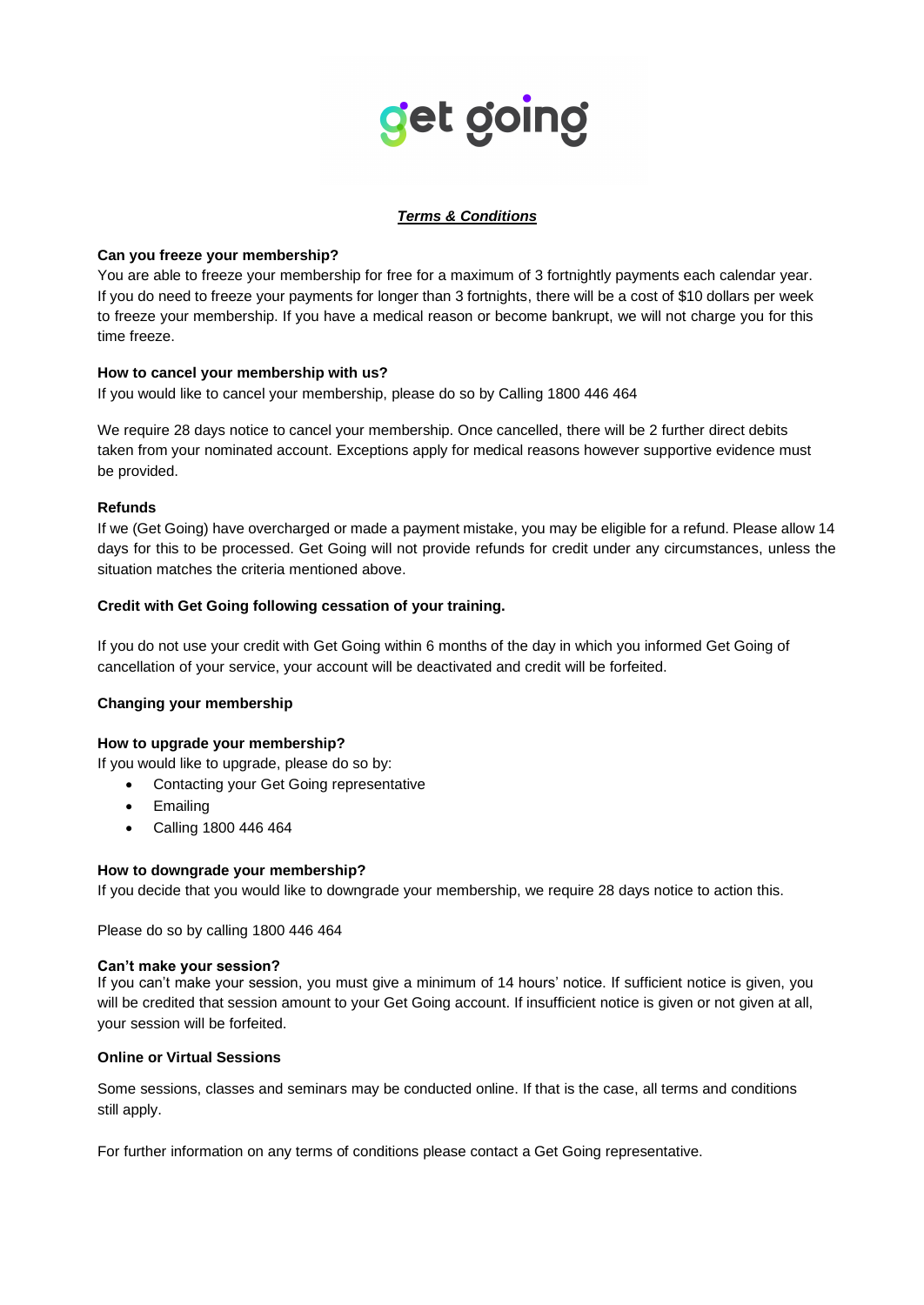get going

***Terms & Conditions***

**Can you freeze your membership?**

You are able to freeze your membership for free for a maximum of 3 fortnightly payments each calendar year. If you do need to freeze your payments for longer than 3 fortnights, there will be a cost of $10 dollars per week to freeze your membership. If you have a medical reason or become bankrupt, we will not charge you for this time freeze.

**How to cancel your membership with us?**

If you would like to cancel your membership, please do so by Calling 1800 446 464

We require 28 days notice to cancel your membership. Once cancelled, there will be 2 further direct debits taken from your nominated account. Exceptions apply for medical reasons however supportive evidence must be provided.

**Refunds**

If we (Get Going) have overcharged or made a payment mistake, you may be eligible for a refund. Please allow 14 days for this to be processed. Get Going will not provide refunds for credit under any circumstances, unless the situation matches the criteria mentioned above.

**Credit with Get Going following cessation of your training.**

If you do not use your credit with Get Going within 6 months of the day in which you informed Get Going of cancellation of your service, your account will be deactivated and credit will be forfeited.

**Changing your membership**

**How to upgrade your membership?**

If you would like to upgrade, please do so by:

- Contacting your Get Going representative
- Emailing
- Calling 1800 446 464

**How to downgrade your membership?**

If you decide that you would like to downgrade your membership, we require 28 days notice to action this.

Please do so by calling 1800 446 464

**Can't make your session?**

If you can't make your session, you must give a minimum of 14 hours' notice. If sufficient notice is given, you will be credited that session amount to your Get Going account. If insufficient notice is given or not given at all, your session will be forfeited.

**Online or Virtual Sessions**

Some sessions, classes and seminars may be conducted online. If that is the case, all terms and conditions still apply.

For further information on any terms of conditions please contact a Get Going representative.